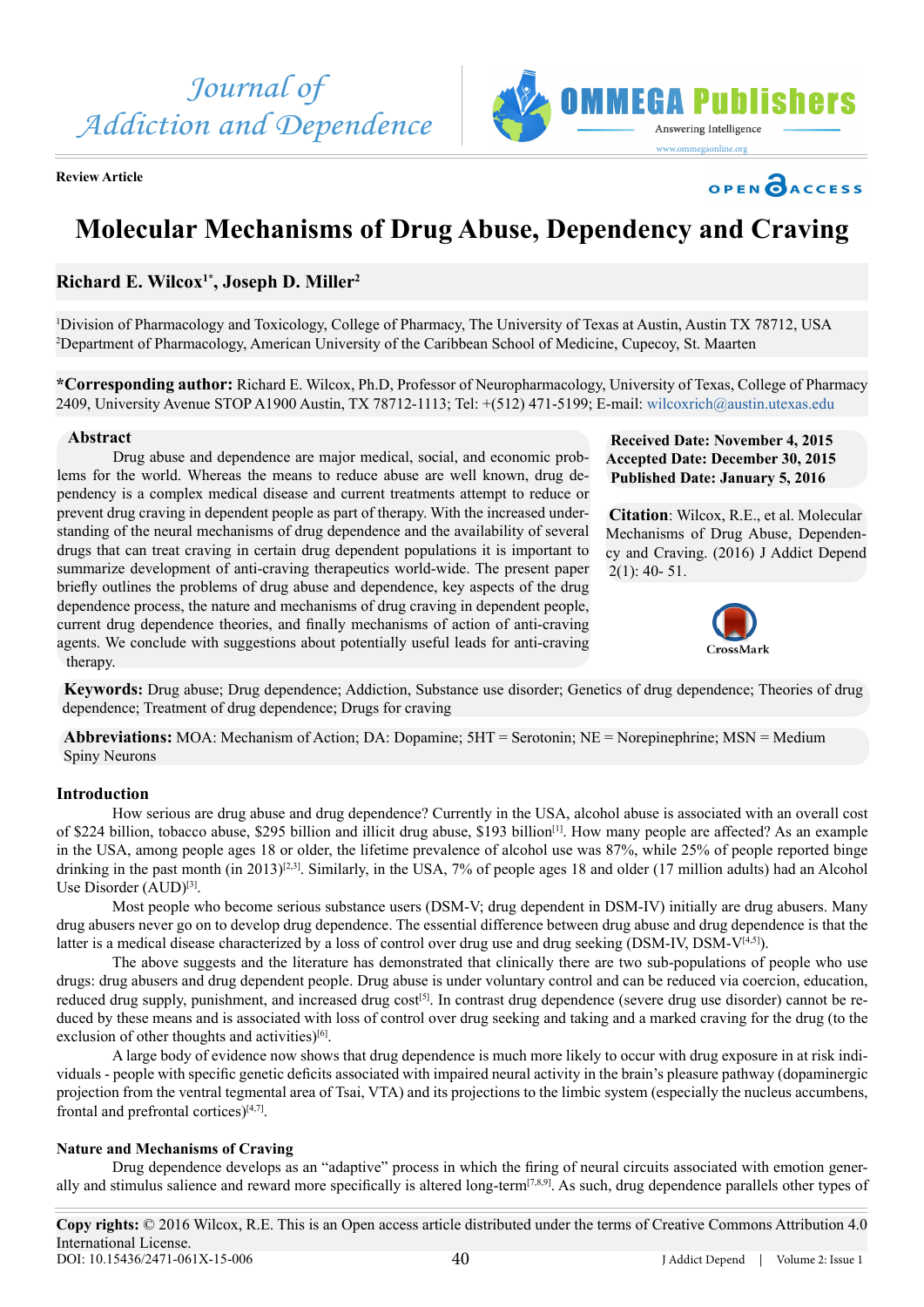Review Article

# Molecular Mechanisms of Drug Abuse, Dependency and Craving

**Richard E. Wilcox[1*], Joseph D. Miller[2]**

[1]Division of Pharmacology and Toxicology, College of Pharmacy, The University of Texas at Austin, Austin TX 78712, USA
[2]Department of Pharmacology, American University of the Caribbean School of Medicine, Cupecoy, St. Maarten

***Corresponding author:** Richard E. Wilcox, Ph.D, Professor of Neuropharmacology, University of Texas, College of Pharmacy 2409, University Avenue STOP A1900 Austin, TX 78712-1113; Tel: +(512) 471-5199; E-mail: wilcoxrich@austin.utexas.edu

## Abstract

Drug abuse and dependence are major medical, social, and economic problems for the world. Whereas the means to reduce abuse are well known, drug dependency is a complex medical disease and current treatments attempt to reduce or prevent drug craving in dependent people as part of therapy. With the increased understanding of the neural mechanisms of drug dependence and the availability of several drugs that can treat craving in certain drug dependent populations it is important to summarize development of anti-craving therapeutics world-wide. The present paper briefly outlines the problems of drug abuse and dependence, key aspects of the drug dependence process, the nature and mechanisms of drug craving in dependent people, current drug dependence theories, and finally mechanisms of action of anti-craving agents. We conclude with suggestions about potentially useful leads for anti-craving therapy.

**Received Date: November 4, 2015**
**Accepted Date: December 30, 2015**
**Published Date: January 5, 2016**

**Citation**: Wilcox, R.E., et al. Molecular Mechanisms of Drug Abuse, Dependency and Craving. (2016) J Addict Depend 2(1): 40- 51.

**Keywords:** Drug abuse; Drug dependence; Addiction, Substance use disorder; Genetics of drug dependence; Theories of drug dependence; Treatment of drug dependence; Drugs for craving

**Abbreviations:** MOA: Mechanism of Action; DA: Dopamine; 5HT = Serotonin; NE = Norepinephrine; MSN = Medium Spiny Neurons

## Introduction

How serious are drug abuse and drug dependence? Currently in the USA, alcohol abuse is associated with an overall cost of $224 billion, tobacco abuse, $295 billion and illicit drug abuse, $193 billion[1]. How many people are affected? As an example in the USA, among people ages 18 or older, the lifetime prevalence of alcohol use was 87%, while 25% of people reported binge drinking in the past month (in 2013)[2,3]. Similarly, in the USA, 7% of people ages 18 and older (17 million adults) had an Alcohol Use Disorder (AUD)[3].

Most people who become serious substance users (DSM-V; drug dependent in DSM-IV) initially are drug abusers. Many drug abusers never go on to develop drug dependence. The essential difference between drug abuse and drug dependence is that the latter is a medical disease characterized by a loss of control over drug use and drug seeking (DSM-IV, DSM-V[4,5]).

The above suggests and the literature has demonstrated that clinically there are two sub-populations of people who use drugs: drug abusers and drug dependent people. Drug abuse is under voluntary control and can be reduced via coercion, education, reduced drug supply, punishment, and increased drug cost[5]. In contrast drug dependence (severe drug use disorder) cannot be reduced by these means and is associated with loss of control over drug seeking and taking and a marked craving for the drug (to the exclusion of other thoughts and activities)[6].

A large body of evidence now shows that drug dependence is much more likely to occur with drug exposure in at risk individuals - people with specific genetic deficits associated with impaired neural activity in the brain's pleasure pathway (dopaminergic projection from the ventral tegmental area of Tsai, VTA) and its projections to the limbic system (especially the nucleus accumbens, frontal and prefrontal cortices)[4,7].

### Nature and Mechanisms of Craving

Drug dependence develops as an "adaptive" process in which the firing of neural circuits associated with emotion generally and stimulus salience and reward more specifically is altered long-term[7,8,9]. As such, drug dependence parallels other types of

**Copy rights:** © 2016 Wilcox, R.E. This is an Open access article distributed under the terms of Creative Commons Attribution 4.0 International License.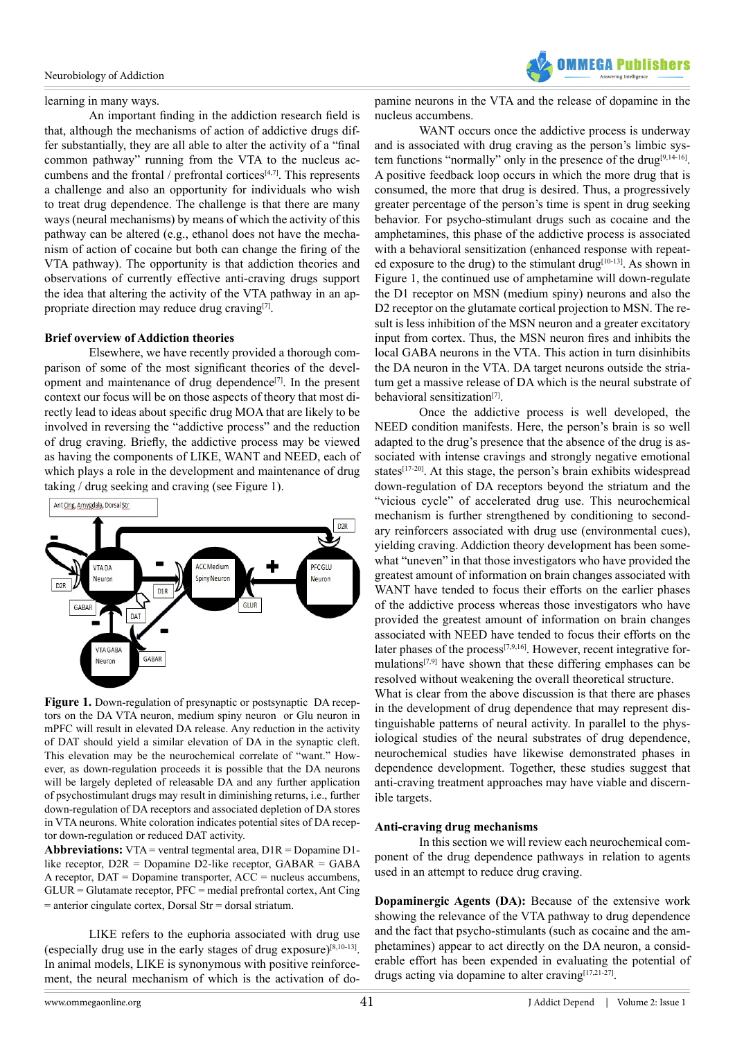learning in many ways.

An important finding in the addiction research field is that, although the mechanisms of action of addictive drugs differ substantially, they are all able to alter the activity of a "final common pathway" running from the VTA to the nucleus accumbens and the frontal / prefrontal cortices[4,7]. This represents a challenge and also an opportunity for individuals who wish to treat drug dependence. The challenge is that there are many ways (neural mechanisms) by means of which the activity of this pathway can be altered (e.g., ethanol does not have the mechanism of action of cocaine but both can change the firing of the VTA pathway). The opportunity is that addiction theories and observations of currently effective anti-craving drugs support the idea that altering the activity of the VTA pathway in an appropriate direction may reduce drug craving[7].

**Brief overview of Addiction theories**

Elsewhere, we have recently provided a thorough comparison of some of the most significant theories of the development and maintenance of drug dependence[7]. In the present context our focus will be on those aspects of theory that most directly lead to ideas about specific drug MOA that are likely to be involved in reversing the "addictive process" and the reduction of drug craving. Briefly, the addictive process may be viewed as having the components of LIKE, WANT and NEED, each of which plays a role in the development and maintenance of drug taking / drug seeking and craving (see Figure 1).

**Figure 1.** Down-regulation of presynaptic or postsynaptic DA receptors on the DA VTA neuron, medium spiny neuron or Glu neuron in mPFC will result in elevated DA release. Any reduction in the activity of DAT should yield a similar elevation of DA in the synaptic cleft. This elevation may be the neurochemical correlate of "want." However, as down-regulation proceeds it is possible that the DA neurons will be largely depleted of releasable DA and any further application of psychostimulant drugs may result in diminishing returns, i.e., further down-regulation of DA receptors and associated depletion of DA stores in VTA neurons. White coloration indicates potential sites of DA receptor down-regulation or reduced DAT activity.

**Abbreviations:** VTA = ventral tegmental area, D1R = Dopamine D1-like receptor, D2R = Dopamine D2-like receptor, GABAR = GABA A receptor, DAT = Dopamine transporter, ACC = nucleus accumbens, GLUR = Glutamate receptor, PFC = medial prefrontal cortex, Ant Cing = anterior cingulate cortex, Dorsal Str = dorsal striatum.

LIKE refers to the euphoria associated with drug use (especially drug use in the early stages of drug exposure)[8,10-13]. In animal models, LIKE is synonymous with positive reinforcement, the neural mechanism of which is the activation of dopamine neurons in the VTA and the release of dopamine in the nucleus accumbens.

WANT occurs once the addictive process is underway and is associated with drug craving as the person's limbic system functions "normally" only in the presence of the drug[9,14-16]. A positive feedback loop occurs in which the more drug that is consumed, the more that drug is desired. Thus, a progressively greater percentage of the person's time is spent in drug seeking behavior. For psycho-stimulant drugs such as cocaine and the amphetamines, this phase of the addictive process is associated with a behavioral sensitization (enhanced response with repeated exposure to the drug) to the stimulant drug[10-13]. As shown in Figure 1, the continued use of amphetamine will down-regulate the D1 receptor on MSN (medium spiny) neurons and also the D2 receptor on the glutamate cortical projection to MSN. The result is less inhibition of the MSN neuron and a greater excitatory input from cortex. Thus, the MSN neuron fires and inhibits the local GABA neurons in the VTA. This action in turn disinhibits the DA neuron in the VTA. DA target neurons outside the striatum get a massive release of DA which is the neural substrate of behavioral sensitization[7].

Once the addictive process is well developed, the NEED condition manifests. Here, the person's brain is so well adapted to the drug's presence that the absence of the drug is associated with intense cravings and strongly negative emotional states[17-20]. At this stage, the person's brain exhibits widespread down-regulation of DA receptors beyond the striatum and the "vicious cycle" of accelerated drug use. This neurochemical mechanism is further strengthened by conditioning to secondary reinforcers associated with drug use (environmental cues), yielding craving. Addiction theory development has been somewhat "uneven" in that those investigators who have provided the greatest amount of information on brain changes associated with WANT have tended to focus their efforts on the earlier phases of the addictive process whereas those investigators who have provided the greatest amount of information on brain changes associated with NEED have tended to focus their efforts on the later phases of the process[7,9,16]. However, recent integrative formulations[7,9] have shown that these differing emphases can be resolved without weakening the overall theoretical structure. What is clear from the above discussion is that there are phases in the development of drug dependence that may represent distinguishable patterns of neural activity. In parallel to the physiological studies of the neural substrates of drug dependence, neurochemical studies have likewise demonstrated phases in dependence development. Together, these studies suggest that anti-craving treatment approaches may have viable and discernible targets.

**Anti-craving drug mechanisms**

In this section we will review each neurochemical component of the drug dependence pathways in relation to agents used in an attempt to reduce drug craving.

**Dopaminergic Agents (DA):** Because of the extensive work showing the relevance of the VTA pathway to drug dependence and the fact that psycho-stimulants (such as cocaine and the amphetamines) appear to act directly on the DA neuron, a considerable effort has been expended in evaluating the potential of drugs acting via dopamine to alter craving[17,21-27].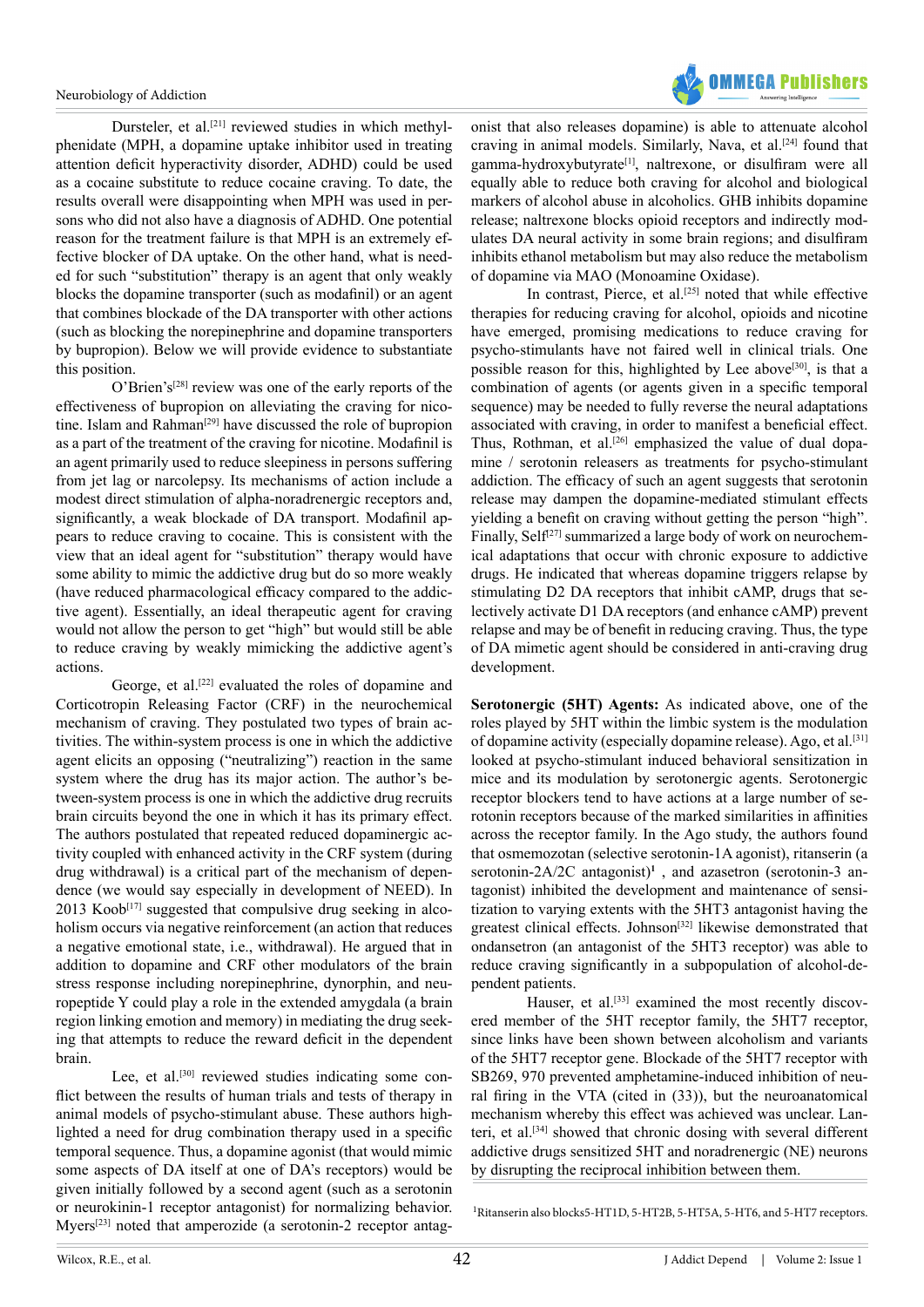Dursteler, et al.[21] reviewed studies in which methylphenidate (MPH, a dopamine uptake inhibitor used in treating attention deficit hyperactivity disorder, ADHD) could be used as a cocaine substitute to reduce cocaine craving. To date, the results overall were disappointing when MPH was used in persons who did not also have a diagnosis of ADHD. One potential reason for the treatment failure is that MPH is an extremely effective blocker of DA uptake. On the other hand, what is needed for such "substitution" therapy is an agent that only weakly blocks the dopamine transporter (such as modafinil) or an agent that combines blockade of the DA transporter with other actions (such as blocking the norepinephrine and dopamine transporters by bupropion). Below we will provide evidence to substantiate this position.

O'Brien's[28] review was one of the early reports of the effectiveness of bupropion on alleviating the craving for nicotine. Islam and Rahman[29] have discussed the role of bupropion as a part of the treatment of the craving for nicotine. Modafinil is an agent primarily used to reduce sleepiness in persons suffering from jet lag or narcolepsy. Its mechanisms of action include a modest direct stimulation of alpha-noradrenergic receptors and, significantly, a weak blockade of DA transport. Modafinil appears to reduce craving to cocaine. This is consistent with the view that an ideal agent for "substitution" therapy would have some ability to mimic the addictive drug but do so more weakly (have reduced pharmacological efficacy compared to the addictive agent). Essentially, an ideal therapeutic agent for craving would not allow the person to get "high" but would still be able to reduce craving by weakly mimicking the addictive agent's actions.

George, et al.[22] evaluated the roles of dopamine and Corticotropin Releasing Factor (CRF) in the neurochemical mechanism of craving. They postulated two types of brain activities. The within-system process is one in which the addictive agent elicits an opposing ("neutralizing") reaction in the same system where the drug has its major action. The author's between-system process is one in which the addictive drug recruits brain circuits beyond the one in which it has its primary effect. The authors postulated that repeated reduced dopaminergic activity coupled with enhanced activity in the CRF system (during drug withdrawal) is a critical part of the mechanism of dependence (we would say especially in development of NEED). In 2013 Koob[17] suggested that compulsive drug seeking in alcoholism occurs via negative reinforcement (an action that reduces a negative emotional state, i.e., withdrawal). He argued that in addition to dopamine and CRF other modulators of the brain stress response including norepinephrine, dynorphin, and neuropeptide Y could play a role in the extended amygdala (a brain region linking emotion and memory) in mediating the drug seeking that attempts to reduce the reward deficit in the dependent brain.

Lee, et al.[30] reviewed studies indicating some conflict between the results of human trials and tests of therapy in animal models of psycho-stimulant abuse. These authors highlighted a need for drug combination therapy used in a specific temporal sequence. Thus, a dopamine agonist (that would mimic some aspects of DA itself at one of DA's receptors) would be given initially followed by a second agent (such as a serotonin or neurokinin-1 receptor antagonist) for normalizing behavior. Myers[23] noted that amperozide (a serotonin-2 receptor antagonist that also releases dopamine) is able to attenuate alcohol craving in animal models. Similarly, Nava, et al.[24] found that gamma-hydroxybutyrate[1], naltrexone, or disulfiram were all equally able to reduce both craving for alcohol and biological markers of alcohol abuse in alcoholics. GHB inhibits dopamine release; naltrexone blocks opioid receptors and indirectly modulates DA neural activity in some brain regions; and disulfiram inhibits ethanol metabolism but may also reduce the metabolism of dopamine via MAO (Monoamine Oxidase).

In contrast, Pierce, et al.[25] noted that while effective therapies for reducing craving for alcohol, opioids and nicotine have emerged, promising medications to reduce craving for psycho-stimulants have not faired well in clinical trials. One possible reason for this, highlighted by Lee above[30], is that a combination of agents (or agents given in a specific temporal sequence) may be needed to fully reverse the neural adaptations associated with craving, in order to manifest a beneficial effect. Thus, Rothman, et al.[26] emphasized the value of dual dopamine / serotonin releasers as treatments for psycho-stimulant addiction. The efficacy of such an agent suggests that serotonin release may dampen the dopamine-mediated stimulant effects yielding a benefit on craving without getting the person "high". Finally, Self[27] summarized a large body of work on neurochemical adaptations that occur with chronic exposure to addictive drugs. He indicated that whereas dopamine triggers relapse by stimulating D2 DA receptors that inhibit cAMP, drugs that selectively activate D1 DA receptors (and enhance cAMP) prevent relapse and may be of benefit in reducing craving. Thus, the type of DA mimetic agent should be considered in anti-craving drug development.

**Serotonergic (5HT) Agents:** As indicated above, one of the roles played by 5HT within the limbic system is the modulation of dopamine activity (especially dopamine release). Ago, et al.[31] looked at psycho-stimulant induced behavioral sensitization in mice and its modulation by serotonergic agents. Serotonergic receptor blockers tend to have actions at a large number of serotonin receptors because of the marked similarities in affinities across the receptor family. In the Ago study, the authors found that osmemozotan (selective serotonin-1A agonist), ritanserin (a serotonin-2A/2C antagonist)[1], and azasetron (serotonin-3 antagonist) inhibited the development and maintenance of sensitization to varying extents with the 5HT3 antagonist having the greatest clinical effects. Johnson[32] likewise demonstrated that ondansetron (an antagonist of the 5HT3 receptor) was able to reduce craving significantly in a subpopulation of alcohol-dependent patients.

Hauser, et al.[33] examined the most recently discovered member of the 5HT receptor family, the 5HT7 receptor, since links have been shown between alcoholism and variants of the 5HT7 receptor gene. Blockade of the 5HT7 receptor with SB269, 970 prevented amphetamine-induced inhibition of neural firing in the VTA (cited in (33)), but the neuroanatomical mechanism whereby this effect was achieved was unclear. Lanteri, et al.[34] showed that chronic dosing with several different addictive drugs sensitized 5HT and noradrenergic (NE) neurons by disrupting the reciprocal inhibition between them.

[1]Ritanserin also blocks5-HT1D, 5-HT2B, 5-HT5A, 5-HT6, and 5-HT7 receptors.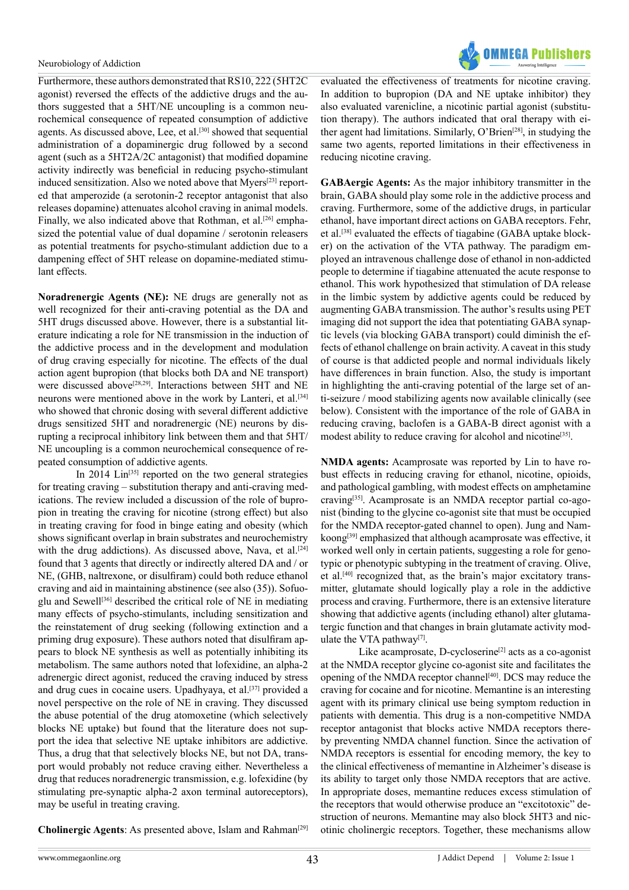Furthermore, these authors demonstrated that RS10, 222 (5HT2C agonist) reversed the effects of the addictive drugs and the authors suggested that a 5HT/NE uncoupling is a common neurochemical consequence of repeated consumption of addictive agents. As discussed above, Lee, et al.[30] showed that sequential administration of a dopaminergic drug followed by a second agent (such as a 5HT2A/2C antagonist) that modified dopamine activity indirectly was beneficial in reducing psycho-stimulant induced sensitization. Also we noted above that Myers[23] reported that amperozide (a serotonin-2 receptor antagonist that also releases dopamine) attenuates alcohol craving in animal models. Finally, we also indicated above that Rothman, et al.[26] emphasized the potential value of dual dopamine / serotonin releasers as potential treatments for psycho-stimulant addiction due to a dampening effect of 5HT release on dopamine-mediated stimulant effects.

**Noradrenergic Agents (NE):** NE drugs are generally not as well recognized for their anti-craving potential as the DA and 5HT drugs discussed above. However, there is a substantial literature indicating a role for NE transmission in the induction of the addictive process and in the development and modulation of drug craving especially for nicotine. The effects of the dual action agent bupropion (that blocks both DA and NE transport) were discussed above[28,29]. Interactions between 5HT and NE neurons were mentioned above in the work by Lanteri, et al.[34] who showed that chronic dosing with several different addictive drugs sensitized 5HT and noradrenergic (NE) neurons by disrupting a reciprocal inhibitory link between them and that 5HT/NE uncoupling is a common neurochemical consequence of repeated consumption of addictive agents.

In 2014 Lin[35] reported on the two general strategies for treating craving – substitution therapy and anti-craving medications. The review included a discussion of the role of bupropion in treating the craving for nicotine (strong effect) but also in treating the craving for food in binge eating and obesity (which shows significant overlap in brain substrates and neurochemistry with the drug addictions). As discussed above, Nava, et al.[24] found that 3 agents that directly or indirectly altered DA and / or NE, (GHB, naltrexone, or disulfiram) could both reduce ethanol craving and aid in maintaining abstinence (see also (35)). Sofuoglu and Sewell[36] described the critical role of NE in mediating many effects of psycho-stimulants, including sensitization and the reinstatement of drug seeking (following extinction and a priming drug exposure). These authors noted that disulfiram appears to block NE synthesis as well as potentially inhibiting its metabolism. The same authors noted that lofexidine, an alpha-2 adrenergic direct agonist, reduced the craving induced by stress and drug cues in cocaine users. Upadhyaya, et al.[37] provided a novel perspective on the role of NE in craving. They discussed the abuse potential of the drug atomoxetine (which selectively blocks NE uptake) but found that the literature does not support the idea that selective NE uptake inhibitors are addictive. Thus, a drug that that selectively blocks NE, but not DA, transport would probably not reduce craving either. Nevertheless a drug that reduces noradrenergic transmission, e.g. lofexidine (by stimulating pre-synaptic alpha-2 axon terminal autoreceptors), may be useful in treating craving.

**Cholinergic Agents**: As presented above, Islam and Rahman[29] evaluated the effectiveness of treatments for nicotine craving. In addition to bupropion (DA and NE uptake inhibitor) they also evaluated varenicline, a nicotinic partial agonist (substitution therapy). The authors indicated that oral therapy with either agent had limitations. Similarly, O'Brien[28], in studying the same two agents, reported limitations in their effectiveness in reducing nicotine craving.

**GABAergic Agents:** As the major inhibitory transmitter in the brain, GABA should play some role in the addictive process and craving. Furthermore, some of the addictive drugs, in particular ethanol, have important direct actions on GABA receptors. Fehr, et al.[38] evaluated the effects of tiagabine (GABA uptake blocker) on the activation of the VTA pathway. The paradigm employed an intravenous challenge dose of ethanol in non-addicted people to determine if tiagabine attenuated the acute response to ethanol. This work hypothesized that stimulation of DA release in the limbic system by addictive agents could be reduced by augmenting GABA transmission. The author's results using PET imaging did not support the idea that potentiating GABA synaptic levels (via blocking GABA transport) could diminish the effects of ethanol challenge on brain activity. A caveat in this study of course is that addicted people and normal individuals likely have differences in brain function. Also, the study is important in highlighting the anti-craving potential of the large set of anti-seizure / mood stabilizing agents now available clinically (see below). Consistent with the importance of the role of GABA in reducing craving, baclofen is a GABA-B direct agonist with a modest ability to reduce craving for alcohol and nicotine[35].

**NMDA agents:** Acamprosate was reported by Lin to have robust effects in reducing craving for ethanol, nicotine, opioids, and pathological gambling, with modest effects on amphetamine craving[35]. Acamprosate is an NMDA receptor partial co-agonist (binding to the glycine co-agonist site that must be occupied for the NMDA receptor-gated channel to open). Jung and Namkoong[39] emphasized that although acamprosate was effective, it worked well only in certain patients, suggesting a role for genotypic or phenotypic subtyping in the treatment of craving. Olive, et al.[40] recognized that, as the brain's major excitatory transmitter, glutamate should logically play a role in the addictive process and craving. Furthermore, there is an extensive literature showing that addictive agents (including ethanol) alter glutamatergic function and that changes in brain glutamate activity modulate the VTA pathway[7].

Like acamprosate, D-cycloserine[2] acts as a co-agonist at the NMDA receptor glycine co-agonist site and facilitates the opening of the NMDA receptor channel[40]. DCS may reduce the craving for cocaine and for nicotine. Memantine is an interesting agent with its primary clinical use being symptom reduction in patients with dementia. This drug is a non-competitive NMDA receptor antagonist that blocks active NMDA receptors thereby preventing NMDA channel function. Since the activation of NMDA receptors is essential for encoding memory, the key to the clinical effectiveness of memantine in Alzheimer's disease is its ability to target only those NMDA receptors that are active. In appropriate doses, memantine reduces excess stimulation of the receptors that would otherwise produce an "excitotoxic" destruction of neurons. Memantine may also block 5HT3 and nicotinic cholinergic receptors. Together, these mechanisms allow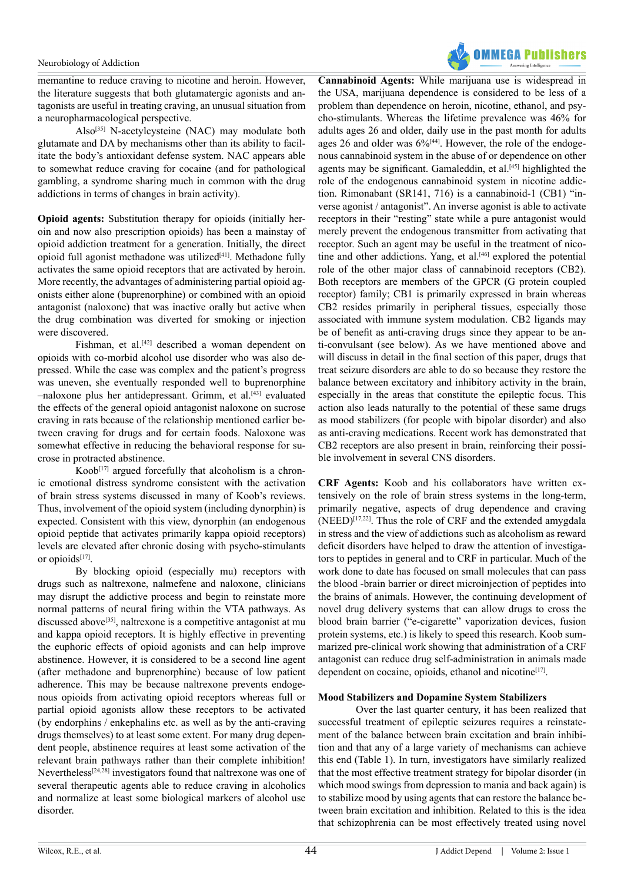memantine to reduce craving to nicotine and heroin. However, the literature suggests that both glutamatergic agonists and antagonists are useful in treating craving, an unusual situation from a neuropharmacological perspective.

Also[35] N-acetylcysteine (NAC) may modulate both glutamate and DA by mechanisms other than its ability to facilitate the body's antioxidant defense system. NAC appears able to somewhat reduce craving for cocaine (and for pathological gambling, a syndrome sharing much in common with the drug addictions in terms of changes in brain activity).

**Opioid agents:** Substitution therapy for opioids (initially heroin and now also prescription opioids) has been a mainstay of opioid addiction treatment for a generation. Initially, the direct opioid full agonist methadone was utilized[41]. Methadone fully activates the same opioid receptors that are activated by heroin. More recently, the advantages of administering partial opioid agonists either alone (buprenorphine) or combined with an opioid antagonist (naloxone) that was inactive orally but active when the drug combination was diverted for smoking or injection were discovered.

Fishman, et al.[42] described a woman dependent on opioids with co-morbid alcohol use disorder who was also depressed. While the case was complex and the patient's progress was uneven, she eventually responded well to buprenorphine –naloxone plus her antidepressant. Grimm, et al.[43] evaluated the effects of the general opioid antagonist naloxone on sucrose craving in rats because of the relationship mentioned earlier between craving for drugs and for certain foods. Naloxone was somewhat effective in reducing the behavioral response for sucrose in protracted abstinence.

Koob[17] argued forcefully that alcoholism is a chronic emotional distress syndrome consistent with the activation of brain stress systems discussed in many of Koob's reviews. Thus, involvement of the opioid system (including dynorphin) is expected. Consistent with this view, dynorphin (an endogenous opioid peptide that activates primarily kappa opioid receptors) levels are elevated after chronic dosing with psycho-stimulants or opioids[17].

By blocking opioid (especially mu) receptors with drugs such as naltrexone, nalmefene and naloxone, clinicians may disrupt the addictive process and begin to reinstate more normal patterns of neural firing within the VTA pathways. As discussed above[35], naltrexone is a competitive antagonist at mu and kappa opioid receptors. It is highly effective in preventing the euphoric effects of opioid agonists and can help improve abstinence. However, it is considered to be a second line agent (after methadone and buprenorphine) because of low patient adherence. This may be because naltrexone prevents endogenous opioids from activating opioid receptors whereas full or partial opioid agonists allow these receptors to be activated (by endorphins / enkephalins etc. as well as by the anti-craving drugs themselves) to at least some extent. For many drug dependent people, abstinence requires at least some activation of the relevant brain pathways rather than their complete inhibition! Nevertheless[24,28] investigators found that naltrexone was one of several therapeutic agents able to reduce craving in alcoholics and normalize at least some biological markers of alcohol use disorder.

**Cannabinoid Agents:** While marijuana use is widespread in the USA, marijuana dependence is considered to be less of a problem than dependence on heroin, nicotine, ethanol, and psycho-stimulants. Whereas the lifetime prevalence was 46% for adults ages 26 and older, daily use in the past month for adults ages 26 and older was 6%[44]. However, the role of the endogenous cannabinoid system in the abuse of or dependence on other agents may be significant. Gamaleddin, et al.[45] highlighted the role of the endogenous cannabinoid system in nicotine addiction. Rimonabant (SR141, 716) is a cannabinoid-1 (CB1) "inverse agonist / antagonist". An inverse agonist is able to activate receptors in their "resting" state while a pure antagonist would merely prevent the endogenous transmitter from activating that receptor. Such an agent may be useful in the treatment of nicotine and other addictions. Yang, et al.[46] explored the potential role of the other major class of cannabinoid receptors (CB2). Both receptors are members of the GPCR (G protein coupled receptor) family; CB1 is primarily expressed in brain whereas CB2 resides primarily in peripheral tissues, especially those associated with immune system modulation. CB2 ligands may be of benefit as anti-craving drugs since they appear to be anti-convulsant (see below). As we have mentioned above and will discuss in detail in the final section of this paper, drugs that treat seizure disorders are able to do so because they restore the balance between excitatory and inhibitory activity in the brain, especially in the areas that constitute the epileptic focus. This action also leads naturally to the potential of these same drugs as mood stabilizers (for people with bipolar disorder) and also as anti-craving medications. Recent work has demonstrated that CB2 receptors are also present in brain, reinforcing their possible involvement in several CNS disorders.

**CRF Agents:** Koob and his collaborators have written extensively on the role of brain stress systems in the long-term, primarily negative, aspects of drug dependence and craving (NEED)[17,22]. Thus the role of CRF and the extended amygdala in stress and the view of addictions such as alcoholism as reward deficit disorders have helped to draw the attention of investigators to peptides in general and to CRF in particular. Much of the work done to date has focused on small molecules that can pass the blood -brain barrier or direct microinjection of peptides into the brains of animals. However, the continuing development of novel drug delivery systems that can allow drugs to cross the blood brain barrier ("e-cigarette" vaporization devices, fusion protein systems, etc.) is likely to speed this research. Koob summarized pre-clinical work showing that administration of a CRF antagonist can reduce drug self-administration in animals made dependent on cocaine, opioids, ethanol and nicotine[17].

### Mood Stabilizers and Dopamine System Stabilizers

Over the last quarter century, it has been realized that successful treatment of epileptic seizures requires a reinstatement of the balance between brain excitation and brain inhibition and that any of a large variety of mechanisms can achieve this end (Table 1). In turn, investigators have similarly realized that the most effective treatment strategy for bipolar disorder (in which mood swings from depression to mania and back again) is to stabilize mood by using agents that can restore the balance between brain excitation and inhibition. Related to this is the idea that schizophrenia can be most effectively treated using novel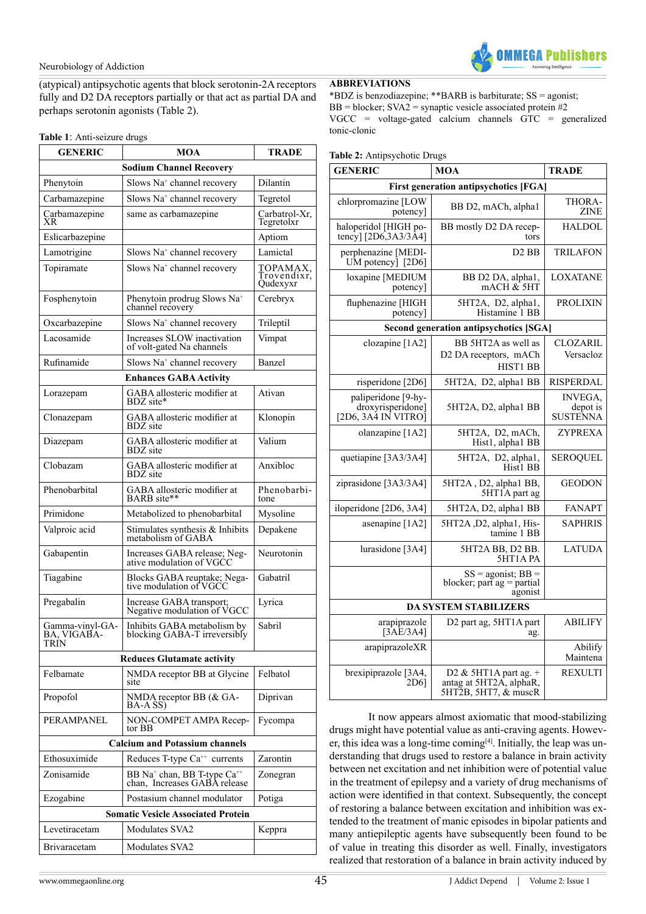(atypical) antipsychotic agents that block serotonin-2A receptors fully and D2 DA receptors partially or that act as partial DA and perhaps serotonin agonists (Table 2).

**Table 1**: Anti-seizure drugs

| GENERIC | MOA | TRADE |
|---|---|---|
| **Sodium Channel Recovery** | | |
| Phenytoin | Slows $Na^+$ channel recovery | Dilantin |
| Carbamazepine | Slows $Na^+$ channel recovery | Tegretol |
| Carbamazepine XR | same as carbamazepine | Carbatrol-Xr, Tegretolxr |
| Eslicarbazepine | | Aptiom |
| Lamotrigine | Slows $Na^+$ channel recovery | Lamictal |
| Topiramate | Slows $Na^+$ channel recovery | TOPAMAX, Trovendixr, Qudexyxr |
| Fosphenytoin | Phenytoin prodrug Slows $Na^+$ channel recovery | Cerebryx |
| Oxcarbazepine | Slows $Na^+$ channel recovery | Trileptil |
| Lacosamide | Increases SLOW inactivation of volt-gated Na channels | Vimpat |
| Rufinamide | Slows $Na^+$ channel recovery | Banzel |
| **Enhances GABA Activity** | | |
| Lorazepam | GABA allosteric modifier at BDZ site* | Ativan |
| Clonazepam | GABA allosteric modifier at BDZ site | Klonopin |
| Diazepam | GABA allosteric modifier at BDZ site | Valium |
| Clobazam | GABA allosteric modifier at BDZ site | Anxibloc |
| Phenobarbital | GABA allosteric modifier at BARB site** | Phenobarbitone |
| Primidone | Metabolized to phenobarbital | Mysoline |
| Valproic acid | Stimulates synthesis & Inhibits metabolism of GABA | Depakene |
| Gabapentin | Increases GABA release; Negative modulation of VGCC | Neurotonin |
| Tiagabine | Blocks GABA reuptake; Negative modulation of VGCC | Gabatril |
| Pregabalin | Increase GABA transport; Negative modulation of VGCC | Lyrica |
| Gamma-vinyl-GABA, VIGABATRIN | Inhibits GABA metabolism by blocking GABA-T irreversibly | Sabril |
| **Reduces Glutamate activity** | | |
| Felbamate | NMDA receptor BB at Glycine site | Felbatol |
| Propofol | NMDA receptor BB (& GABA-A SS) | Diprivan |
| PERAMPANEL | NON-COMPET AMPA Receptor BB | Fycompa |
| **Calcium and Potassium channels** | | |
| Ethosuximide | Reduces T-type $Ca^{++}$ currents | Zarontin |
| Zonisamide | BB $Na^+$ chan, BB T-type $Ca^{++}$ chan, Increases GABA release | Zonegran |
| Ezogabine | Postasium channel modulator | Potiga |
| **Somatic Vesicle Associated Protein** | | |
| Levetiracetam | Modulates SVA2 | Keppra |
| Brivaracetam | Modulates SVA2 | |

**ABBREVIATIONS**

*BDZ is benzodiazepine; **BARB is barbiturate; SS = agonist; BB = blocker; SVA2 = synaptic vesicle associated protein #2 VGCC = voltage-gated calcium channels GTC = generalized tonic-clonic

**Table 2:** Antipsychotic Drugs

| GENERIC | MOA | TRADE |
|---|---|---|
| **First generation antipsychotics [FGA]** | | |
| chlorpromazine [LOW potency] | BB D2, mACh, alpha1 | THORAZINE |
| haloperidol [HIGH potency] [2D6,3A3/3A4] | BB mostly D2 DA receptors | HALDOL |
| perphenazine [MEDIUM potency] [2D6] | D2 BB | TRILAFON |
| loxapine [MEDIUM potency] | BB D2 DA, alpha1, mACH & 5HT | LOXATANE |
| fluphenazine [HIGH potency] | 5HT2A, D2, alpha1, Histamine 1 BB | PROLIXIN |
| **Second generation antipsychotics [SGA]** | | |
| clozapine [1A2] | BB 5HT2A as well as D2 DA receptors, mACh HIST1 BB | CLOZARIL Versacloz |
| risperidone [2D6] | 5HT2A, D2, alpha1 BB | RISPERDAL |
| paliperidone [9-hydroxyrisperidone] [2D6, 3A4 IN VITRO] | 5HT2A, D2, alpha1 BB | INVEGA, depot is SUSTENNA |
| olanzapine [1A2] | 5HT2A, D2, mACh, Hist1, alpha1 BB | ZYPREXA |
| quetiapine [3A3/3A4] | 5HT2A, D2, alpha1, Hist1 BB | SEROQUEL |
| ziprasidone [3A3/3A4] | 5HT2A , D2, alpha1 BB, 5HT1A part ag | GEODON |
| iloperidone [2D6, 3A4] | 5HT2A, D2, alpha1 BB | FANAPT |
| asenapine [1A2] | 5HT2A ,D2, alpha1, Histamine 1 BB | SAPHRIS |
| lurasidone [3A4] | 5HT2A BB, D2 BB. 5HT1A PA | LATUDA |
| | SS = agonist; BB = blocker; part ag = partial agonist | |
| **DA SYSTEM STABILIZERS** | | |
| arapiprazole [3AE/3A4] | D2 part ag, 5HT1A part ag. | ABILIFY |
| arapiprazoleXR | | Abilify Maintena |
| brexipiprazole [3A4, 2D6] | D2 & 5HT1A part ag. + antag at 5HT2A, alphaR, 5HT2B, 5HT7, & muscR | REXULTI |

It now appears almost axiomatic that mood-stabilizing drugs might have potential value as anti-craving agents. However, this idea was a long-time coming[4]. Initially, the leap was understanding that drugs used to restore a balance in brain activity between net excitation and net inhibition were of potential value in the treatment of epilepsy and a variety of drug mechanisms of action were identified in that context. Subsequently, the concept of restoring a balance between excitation and inhibition was extended to the treatment of manic episodes in bipolar patients and many antiepileptic agents have subsequently been found to be of value in treating this disorder as well. Finally, investigators realized that restoration of a balance in brain activity induced by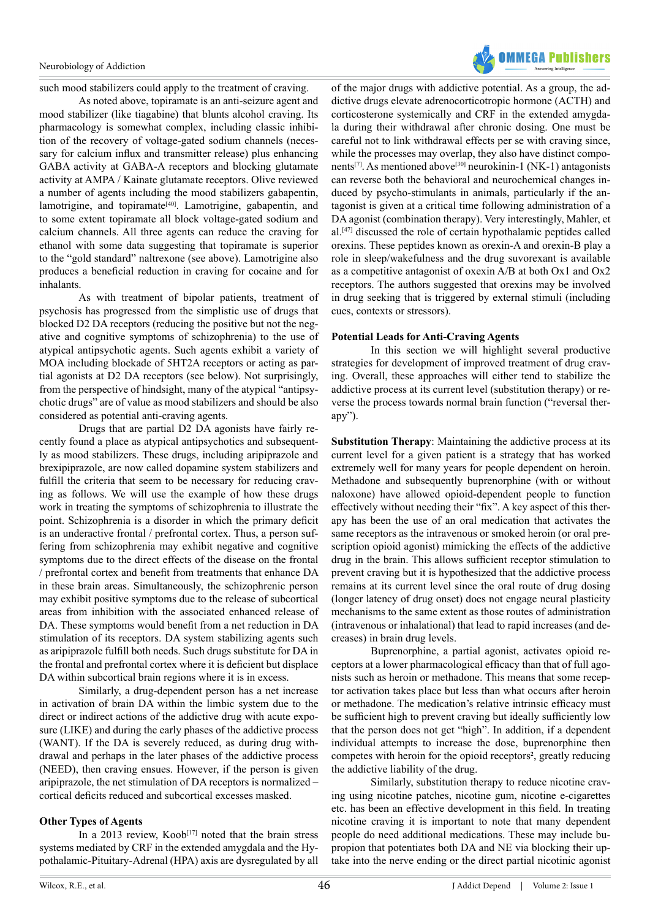such mood stabilizers could apply to the treatment of craving.

As noted above, topiramate is an anti-seizure agent and mood stabilizer (like tiagabine) that blunts alcohol craving. Its pharmacology is somewhat complex, including classic inhibition of the recovery of voltage-gated sodium channels (necessary for calcium influx and transmitter release) plus enhancing GABA activity at GABA-A receptors and blocking glutamate activity at AMPA / Kainate glutamate receptors. Olive reviewed a number of agents including the mood stabilizers gabapentin, lamotrigine, and topiramate[40]. Lamotrigine, gabapentin, and to some extent topiramate all block voltage-gated sodium and calcium channels. All three agents can reduce the craving for ethanol with some data suggesting that topiramate is superior to the "gold standard" naltrexone (see above). Lamotrigine also produces a beneficial reduction in craving for cocaine and for inhalants.

As with treatment of bipolar patients, treatment of psychosis has progressed from the simplistic use of drugs that blocked D2 DA receptors (reducing the positive but not the negative and cognitive symptoms of schizophrenia) to the use of atypical antipsychotic agents. Such agents exhibit a variety of MOA including blockade of 5HT2A receptors or acting as partial agonists at D2 DA receptors (see below). Not surprisingly, from the perspective of hindsight, many of the atypical "antipsychotic drugs" are of value as mood stabilizers and should be also considered as potential anti-craving agents.

Drugs that are partial D2 DA agonists have fairly recently found a place as atypical antipsychotics and subsequently as mood stabilizers. These drugs, including aripiprazole and brexipiprazole, are now called dopamine system stabilizers and fulfill the criteria that seem to be necessary for reducing craving as follows. We will use the example of how these drugs work in treating the symptoms of schizophrenia to illustrate the point. Schizophrenia is a disorder in which the primary deficit is an underactive frontal / prefrontal cortex. Thus, a person suffering from schizophrenia may exhibit negative and cognitive symptoms due to the direct effects of the disease on the frontal / prefrontal cortex and benefit from treatments that enhance DA in these brain areas. Simultaneously, the schizophrenic person may exhibit positive symptoms due to the release of subcortical areas from inhibition with the associated enhanced release of DA. These symptoms would benefit from a net reduction in DA stimulation of its receptors. DA system stabilizing agents such as aripiprazole fulfill both needs. Such drugs substitute for DA in the frontal and prefrontal cortex where it is deficient but displace DA within subcortical brain regions where it is in excess.

Similarly, a drug-dependent person has a net increase in activation of brain DA within the limbic system due to the direct or indirect actions of the addictive drug with acute exposure (LIKE) and during the early phases of the addictive process (WANT). If the DA is severely reduced, as during drug withdrawal and perhaps in the later phases of the addictive process (NEED), then craving ensues. However, if the person is given aripiprazole, the net stimulation of DA receptors is normalized – cortical deficits reduced and subcortical excesses masked.

### Other Types of Agents

In a 2013 review, Koob[17] noted that the brain stress systems mediated by CRF in the extended amygdala and the Hypothalamic-Pituitary-Adrenal (HPA) axis are dysregulated by all of the major drugs with addictive potential. As a group, the addictive drugs elevate adrenocorticotropic hormone (ACTH) and corticosterone systemically and CRF in the extended amygdala during their withdrawal after chronic dosing. One must be careful not to link withdrawal effects per se with craving since, while the processes may overlap, they also have distinct components[7]. As mentioned above[30] neurokinin-1 (NK-1) antagonists can reverse both the behavioral and neurochemical changes induced by psycho-stimulants in animals, particularly if the antagonist is given at a critical time following administration of a DA agonist (combination therapy). Very interestingly, Mahler, et al.[47] discussed the role of certain hypothalamic peptides called orexins. These peptides known as orexin-A and orexin-B play a role in sleep/wakefulness and the drug suvorexant is available as a competitive antagonist of oxexin A/B at both Ox1 and Ox2 receptors. The authors suggested that orexins may be involved in drug seeking that is triggered by external stimuli (including cues, contexts or stressors).

### Potential Leads for Anti-Craving Agents

In this section we will highlight several productive strategies for development of improved treatment of drug craving. Overall, these approaches will either tend to stabilize the addictive process at its current level (substitution therapy) or reverse the process towards normal brain function ("reversal therapy").

**Substitution Therapy**: Maintaining the addictive process at its current level for a given patient is a strategy that has worked extremely well for many years for people dependent on heroin. Methadone and subsequently buprenorphine (with or without naloxone) have allowed opioid-dependent people to function effectively without needing their "fix". A key aspect of this therapy has been the use of an oral medication that activates the same receptors as the intravenous or smoked heroin (or oral prescription opioid agonist) mimicking the effects of the addictive drug in the brain. This allows sufficient receptor stimulation to prevent craving but it is hypothesized that the addictive process remains at its current level since the oral route of drug dosing (longer latency of drug onset) does not engage neural plasticity mechanisms to the same extent as those routes of administration (intravenous or inhalational) that lead to rapid increases (and decreases) in brain drug levels.

Buprenorphine, a partial agonist, activates opioid receptors at a lower pharmacological efficacy than that of full agonists such as heroin or methadone. This means that some receptor activation takes place but less than what occurs after heroin or methadone. The medication's relative intrinsic efficacy must be sufficient high to prevent craving but ideally sufficiently low that the person does not get "high". In addition, if a dependent individual attempts to increase the dose, buprenorphine then competes with heroin for the opioid receptors[2], greatly reducing the addictive liability of the drug.

Similarly, substitution therapy to reduce nicotine craving using nicotine patches, nicotine gum, nicotine e-cigarettes etc. has been an effective development in this field. In treating nicotine craving it is important to note that many dependent people do need additional medications. These may include bupropion that potentiates both DA and NE via blocking their uptake into the nerve ending or the direct partial nicotinic agonist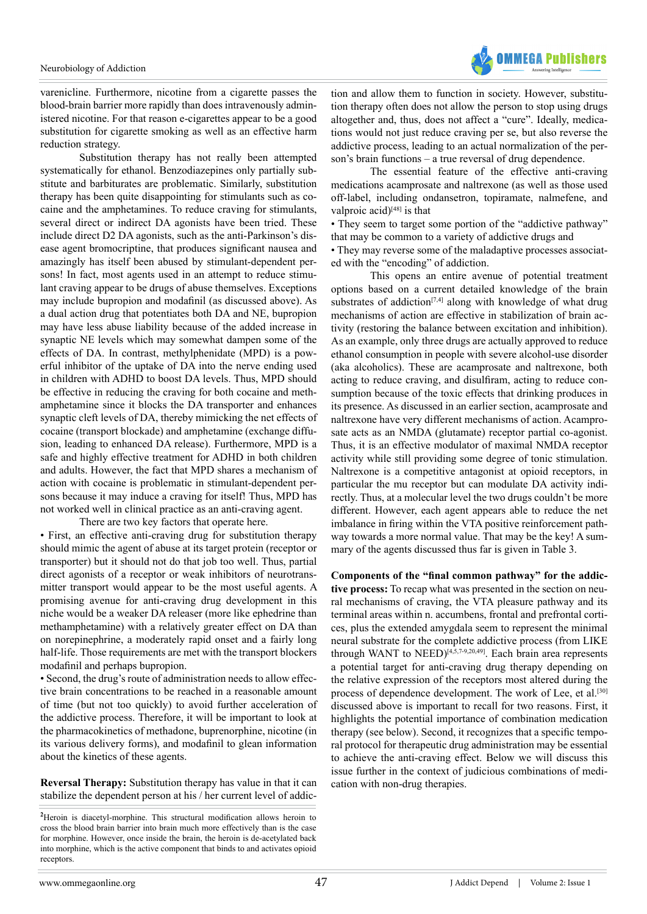varenicline. Furthermore, nicotine from a cigarette passes the blood-brain barrier more rapidly than does intravenously administered nicotine. For that reason e-cigarettes appear to be a good substitution for cigarette smoking as well as an effective harm reduction strategy.

Substitution therapy has not really been attempted systematically for ethanol. Benzodiazepines only partially substitute and barbiturates are problematic. Similarly, substitution therapy has been quite disappointing for stimulants such as cocaine and the amphetamines. To reduce craving for stimulants, several direct or indirect DA agonists have been tried. These include direct D2 DA agonists, such as the anti-Parkinson's disease agent bromocriptine, that produces significant nausea and amazingly has itself been abused by stimulant-dependent persons! In fact, most agents used in an attempt to reduce stimulant craving appear to be drugs of abuse themselves. Exceptions may include bupropion and modafinil (as discussed above). As a dual action drug that potentiates both DA and NE, bupropion may have less abuse liability because of the added increase in synaptic NE levels which may somewhat dampen some of the effects of DA. In contrast, methylphenidate (MPD) is a powerful inhibitor of the uptake of DA into the nerve ending used in children with ADHD to boost DA levels. Thus, MPD should be effective in reducing the craving for both cocaine and methamphetamine since it blocks the DA transporter and enhances synaptic cleft levels of DA, thereby mimicking the net effects of cocaine (transport blockade) and amphetamine (exchange diffusion, leading to enhanced DA release). Furthermore, MPD is a safe and highly effective treatment for ADHD in both children and adults. However, the fact that MPD shares a mechanism of action with cocaine is problematic in stimulant-dependent persons because it may induce a craving for itself! Thus, MPD has not worked well in clinical practice as an anti-craving agent.

There are two key factors that operate here.

- First, an effective anti-craving drug for substitution therapy should mimic the agent of abuse at its target protein (receptor or transporter) but it should not do that job too well. Thus, partial direct agonists of a receptor or weak inhibitors of neurotransmitter transport would appear to be the most useful agents. A promising avenue for anti-craving drug development in this niche would be a weaker DA releaser (more like ephedrine than methamphetamine) with a relatively greater effect on DA than on norepinephrine, a moderately rapid onset and a fairly long half-life. Those requirements are met with the transport blockers modafinil and perhaps bupropion.
- Second, the drug's route of administration needs to allow effective brain concentrations to be reached in a reasonable amount of time (but not too quickly) to avoid further acceleration of the addictive process. Therefore, it will be important to look at the pharmacokinetics of methadone, buprenorphine, nicotine (in its various delivery forms), and modafinil to glean information about the kinetics of these agents.

**Reversal Therapy:** Substitution therapy has value in that it can stabilize the dependent person at his / her current level of addiction and allow them to function in society. However, substitution therapy often does not allow the person to stop using drugs altogether and, thus, does not affect a "cure". Ideally, medications would not just reduce craving per se, but also reverse the addictive process, leading to an actual normalization of the person's brain functions – a true reversal of drug dependence.

The essential feature of the effective anti-craving medications acamprosate and naltrexone (as well as those used off-label, including ondansetron, topiramate, nalmefene, and valproic acid)[48] is that

- They seem to target some portion of the "addictive pathway" that may be common to a variety of addictive drugs and
- They may reverse some of the maladaptive processes associated with the "encoding" of addiction.

This opens an entire avenue of potential treatment options based on a current detailed knowledge of the brain substrates of addiction[7,4] along with knowledge of what drug mechanisms of action are effective in stabilization of brain activity (restoring the balance between excitation and inhibition). As an example, only three drugs are actually approved to reduce ethanol consumption in people with severe alcohol-use disorder (aka alcoholics). These are acamprosate and naltrexone, both acting to reduce craving, and disulfiram, acting to reduce consumption because of the toxic effects that drinking produces in its presence. As discussed in an earlier section, acamprosate and naltrexone have very different mechanisms of action. Acamprosate acts as an NMDA (glutamate) receptor partial co-agonist. Thus, it is an effective modulator of maximal NMDA receptor activity while still providing some degree of tonic stimulation. Naltrexone is a competitive antagonist at opioid receptors, in particular the mu receptor but can modulate DA activity indirectly. Thus, at a molecular level the two drugs couldn't be more different. However, each agent appears able to reduce the net imbalance in firing within the VTA positive reinforcement pathway towards a more normal value. That may be the key! A summary of the agents discussed thus far is given in Table 3.

**Components of the "final common pathway" for the addictive process:** To recap what was presented in the section on neural mechanisms of craving, the VTA pleasure pathway and its terminal areas within n. accumbens, frontal and prefrontal cortices, plus the extended amygdala seem to represent the minimal neural substrate for the complete addictive process (from LIKE through WANT to NEED)[4,5,7-9,20,49]. Each brain area represents a potential target for anti-craving drug therapy depending on the relative expression of the receptors most altered during the process of dependence development. The work of Lee, et al.[30] discussed above is important to recall for two reasons. First, it highlights the potential importance of combination medication therapy (see below). Second, it recognizes that a specific temporal protocol for therapeutic drug administration may be essential to achieve the anti-craving effect. Below we will discuss this issue further in the context of judicious combinations of medication with non-drug therapies.

---

[2]Heroin is diacetyl-morphine. This structural modification allows heroin to cross the blood brain barrier into brain much more effectively than is the case for morphine. However, once inside the brain, the heroin is de-acetylated back into morphine, which is the active component that binds to and activates opioid receptors.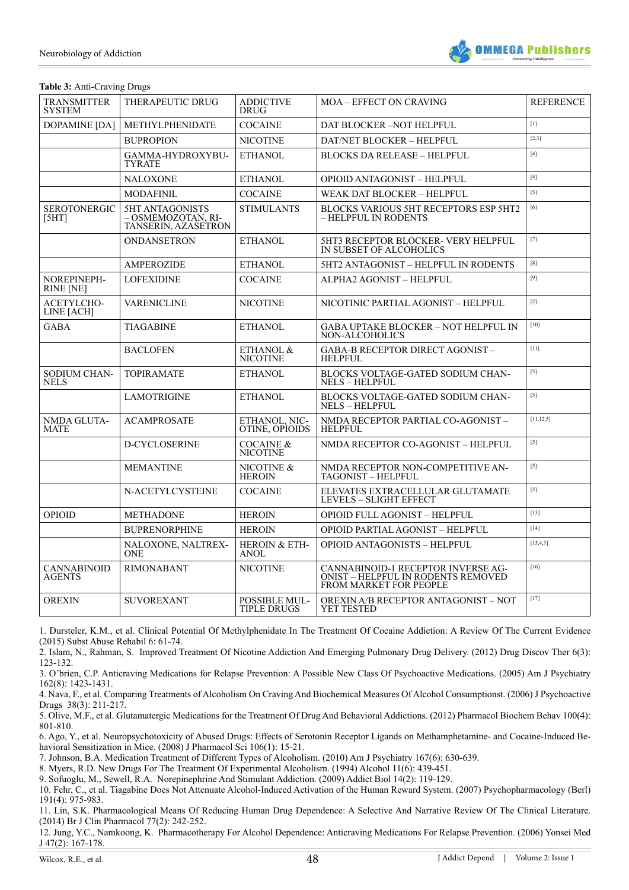**Table 3:** Anti-Craving Drugs

| TRANSMITTER SYSTEM | THERAPEUTIC DRUG | ADDICTIVE DRUG | MOA – EFFECT ON CRAVING | REFERENCE |
|---|---|---|---|---|
| DOPAMINE [DA] | METHYLPHENIDATE | COCAINE | DAT BLOCKER –NOT HELPFUL | [1] |
| | BUPROPION | NICOTINE | DAT/NET BLOCKER – HELPFUL | [2,3] |
| | GAMMA-HYDROXYBUTYRATE | ETHANOL | BLOCKS DA RELEASE – HELPFUL | [4] |
| | NALOXONE | ETHANOL | OPIOID ANTAGONIST – HELPFUL | [4] |
| | MODAFINIL | COCAINE | WEAK DAT BLOCKER – HELPFUL | [5] |
| SEROTONERGIC [5HT] | 5HT ANTAGONISTS – OSMEMOZOTAN, RITANSERIN, AZASETRON | STIMULANTS | BLOCKS VARIOUS 5HT RECEPTORS ESP 5HT2 – HELPFUL IN RODENTS | [6] |
| | ONDANSETRON | ETHANOL | 5HT3 RECEPTOR BLOCKER- VERY HELPFUL IN SUBSET OF ALCOHOLICS | [7] |
| | AMPEROZIDE | ETHANOL | 5HT2 ANTAGONIST – HELPFUL IN RODENTS | [8] |
| NOREPINEPHRINE [NE] | LOFEXIDINE | COCAINE | ALPHA2 AGONIST – HELPFUL | [9] |
| ACETYLCHOLINE [ACH] | VARENICLINE | NICOTINE | NICOTINIC PARTIAL AGONIST – HELPFUL | [2] |
| GABA | TIAGABINE | ETHANOL | GABA UPTAKE BLOCKER – NOT HELPFUL IN NON-ALCOHOLICS | [10] |
| | BACLOFEN | ETHANOL & NICOTINE | GABA-B RECEPTOR DIRECT AGONIST – HELPFUL | [11] |
| SODIUM CHANNELS | TOPIRAMATE | ETHANOL | BLOCKS VOLTAGE-GATED SODIUM CHANNELS – HELPFUL | [5] |
| | LAMOTRIGINE | ETHANOL | BLOCKS VOLTAGE-GATED SODIUM CHANNELS – HELPFUL | [5] |
| NMDA GLUTAMATE | ACAMPROSATE | ETHANOL, NICOTINE, OPIOIDS | NMDA RECEPTOR PARTIAL CO-AGONIST – HELPFUL | [11,12,5] |
| | D-CYCLOSERINE | COCAINE & NICOTINE | NMDA RECEPTOR CO-AGONIST – HELPFUL | [5] |
| | MEMANTINE | NICOTINE & HEROIN | NMDA RECEPTOR NON-COMPETITIVE ANTAGONIST – HELPFUL | [5] |
| | N-ACETYLCYSTEINE | COCAINE | ELEVATES EXTRACELLULAR GLUTAMATE LEVELS – SLIGHT EFFECT | [5] |
| OPIOID | METHADONE | HEROIN | OPIOID FULL AGONIST – HELPFUL | [13] |
| | BUPRENORPHINE | HEROIN | OPIOID PARTIAL AGONIST – HELPFUL | [14] |
| | NALOXONE, NALTREXONE | HEROIN & ETHANOL | OPIOID ANTAGONISTS – HELPFUL | [15,4,3] |
| CANNABINOID AGENTS | RIMONABANT | NICOTINE | CANNABINOID-1 RECEPTOR INVERSE AGONIST – HELPFUL IN RODENTS REMOVED FROM MARKET FOR PEOPLE | [16] |
| OREXIN | SUVOREXANT | POSSIBLE MULTIPLE DRUGS | OREXIN A/B RECEPTOR ANTAGONIST – NOT YET TESTED | [17] |

1. Dursteler, K.M., et al. Clinical Potential Of Methylphenidate In The Treatment Of Cocaine Addiction: A Review Of The Current Evidence (2015) Subst Abuse Rehabil 6: 61-74.
2. Islam, N., Rahman, S. Improved Treatment Of Nicotine Addiction And Emerging Pulmonary Drug Delivery. (2012) Drug Discov Ther 6(3): 123-132.
3. O'brien, C.P. Anticraving Medications for Relapse Prevention: A Possible New Class Of Psychoactive Medications. (2005) Am J Psychiatry 162(8): 1423-1431.
4. Nava, F., et al. Comparing Treatments of Alcoholism On Craving And Biochemical Measures Of Alcohol Consumptionst. (2006) J Psychoactive Drugs 38(3): 211-217.
5. Olive, M.F., et al. Glutamatergic Medications for the Treatment Of Drug And Behavioral Addictions. (2012) Pharmacol Biochem Behav 100(4): 801-810.
6. Ago, Y., et al. Neuropsychotoxicity of Abused Drugs: Effects of Serotonin Receptor Ligands on Methamphetamine- and Cocaine-Induced Behavioral Sensitization in Mice. (2008) J Pharmacol Sci 106(1): 15-21.
7. Johnson, B.A. Medication Treatment of Different Types of Alcoholism. (2010) Am J Psychiatry 167(6): 630-639.
8. Myers, R.D. New Drugs For The Treatment Of Experimental Alcoholism. (1994) Alcohol 11(6): 439-451.
9. Sofuoglu, M., Sewell, R.A. Norepinephrine And Stimulant Addiction. (2009) Addict Biol 14(2): 119-129.
10. Fehr, C., et al. Tiagabine Does Not Attenuate Alcohol-Induced Activation of the Human Reward System. (2007) Psychopharmacology (Berl) 191(4): 975-983.
11. Lin, S.K. Pharmacological Means Of Reducing Human Drug Dependence: A Selective And Narrative Review Of The Clinical Literature. (2014) Br J Clin Pharmacol 77(2): 242-252.
12. Jung, Y.C., Namkoong, K. Pharmacotherapy For Alcohol Dependence: Anticraving Medications For Relapse Prevention. (2006) Yonsei Med J 47(2): 167-178.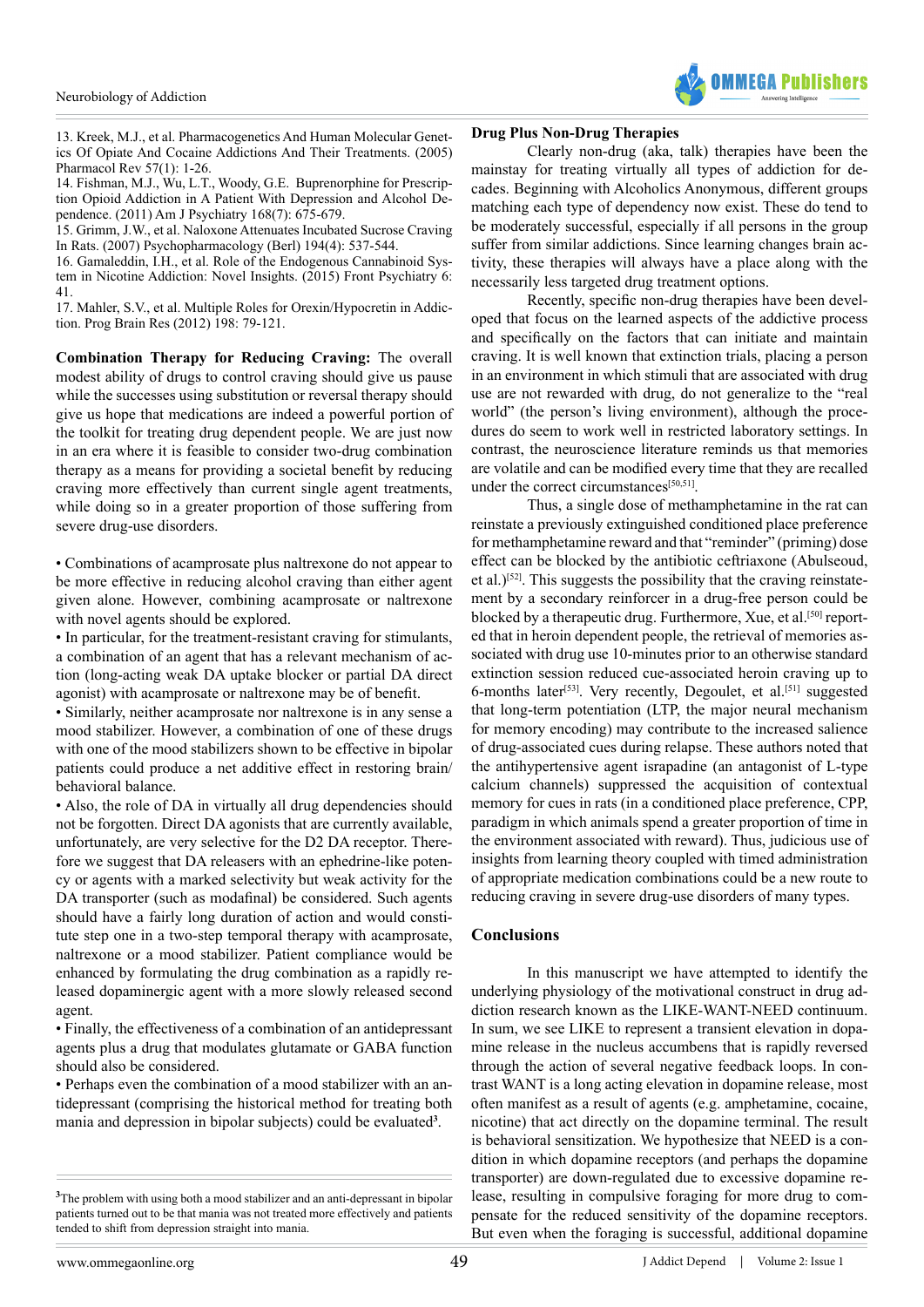13. Kreek, M.J., et al. Pharmacogenetics And Human Molecular Genetics Of Opiate And Cocaine Addictions And Their Treatments. (2005) Pharmacol Rev 57(1): 1-26.
14. Fishman, M.J., Wu, L.T., Woody, G.E. Buprenorphine for Prescription Opioid Addiction in A Patient With Depression and Alcohol Dependence. (2011) Am J Psychiatry 168(7): 675-679.
15. Grimm, J.W., et al. Naloxone Attenuates Incubated Sucrose Craving In Rats. (2007) Psychopharmacology (Berl) 194(4): 537-544.
16. Gamaleddin, I.H., et al. Role of the Endogenous Cannabinoid System in Nicotine Addiction: Novel Insights. (2015) Front Psychiatry 6: 41.
17. Mahler, S.V., et al. Multiple Roles for Orexin/Hypocretin in Addiction. Prog Brain Res (2012) 198: 79-121.

**Combination Therapy for Reducing Craving:** The overall modest ability of drugs to control craving should give us pause while the successes using substitution or reversal therapy should give us hope that medications are indeed a powerful portion of the toolkit for treating drug dependent people. We are just now in an era where it is feasible to consider two-drug combination therapy as a means for providing a societal benefit by reducing craving more effectively than current single agent treatments, while doing so in a greater proportion of those suffering from severe drug-use disorders.

- Combinations of acamprosate plus naltrexone do not appear to be more effective in reducing alcohol craving than either agent given alone. However, combining acamprosate or naltrexone with novel agents should be explored.
- In particular, for the treatment-resistant craving for stimulants, a combination of an agent that has a relevant mechanism of action (long-acting weak DA uptake blocker or partial DA direct agonist) with acamprosate or naltrexone may be of benefit.
- Similarly, neither acamprosate nor naltrexone is in any sense a mood stabilizer. However, a combination of one of these drugs with one of the mood stabilizers shown to be effective in bipolar patients could produce a net additive effect in restoring brain/behavioral balance.
- Also, the role of DA in virtually all drug dependencies should not be forgotten. Direct DA agonists that are currently available, unfortunately, are very selective for the D2 DA receptor. Therefore we suggest that DA releasers with an ephedrine-like potency or agents with a marked selectivity but weak activity for the DA transporter (such as modafinal) be considered. Such agents should have a fairly long duration of action and would constitute step one in a two-step temporal therapy with acamprosate, naltrexone or a mood stabilizer. Patient compliance would be enhanced by formulating the drug combination as a rapidly released dopaminergic agent with a more slowly released second agent.
- Finally, the effectiveness of a combination of an antidepressant agents plus a drug that modulates glutamate or GABA function should also be considered.
- Perhaps even the combination of a mood stabilizer with an antidepressant (comprising the historical method for treating both mania and depression in bipolar subjects) could be evaluated[3].

[3]The problem with using both a mood stabilizer and an anti-depressant in bipolar patients turned out to be that mania was not treated more effectively and patients tended to shift from depression straight into mania.

**Drug Plus Non-Drug Therapies**

Clearly non-drug (aka, talk) therapies have been the mainstay for treating virtually all types of addiction for decades. Beginning with Alcoholics Anonymous, different groups matching each type of dependency now exist. These do tend to be moderately successful, especially if all persons in the group suffer from similar addictions. Since learning changes brain activity, these therapies will always have a place along with the necessarily less targeted drug treatment options.

Recently, specific non-drug therapies have been developed that focus on the learned aspects of the addictive process and specifically on the factors that can initiate and maintain craving. It is well known that extinction trials, placing a person in an environment in which stimuli that are associated with drug use are not rewarded with drug, do not generalize to the "real world" (the person's living environment), although the procedures do seem to work well in restricted laboratory settings. In contrast, the neuroscience literature reminds us that memories are volatile and can be modified every time that they are recalled under the correct circumstances[50,51].

Thus, a single dose of methamphetamine in the rat can reinstate a previously extinguished conditioned place preference for methamphetamine reward and that "reminder" (priming) dose effect can be blocked by the antibiotic ceftriaxone (Abulseoud, et al.)[52]. This suggests the possibility that the craving reinstatement by a secondary reinforcer in a drug-free person could be blocked by a therapeutic drug. Furthermore, Xue, et al.[50] reported that in heroin dependent people, the retrieval of memories associated with drug use 10-minutes prior to an otherwise standard extinction session reduced cue-associated heroin craving up to 6-months later[53]. Very recently, Degoulet, et al.[51] suggested that long-term potentiation (LTP, the major neural mechanism for memory encoding) may contribute to the increased salience of drug-associated cues during relapse. These authors noted that the antihypertensive agent israpadine (an antagonist of L-type calcium channels) suppressed the acquisition of contextual memory for cues in rats (in a conditioned place preference, CPP, paradigm in which animals spend a greater proportion of time in the environment associated with reward). Thus, judicious use of insights from learning theory coupled with timed administration of appropriate medication combinations could be a new route to reducing craving in severe drug-use disorders of many types.

## Conclusions

In this manuscript we have attempted to identify the underlying physiology of the motivational construct in drug addiction research known as the LIKE-WANT-NEED continuum. In sum, we see LIKE to represent a transient elevation in dopamine release in the nucleus accumbens that is rapidly reversed through the action of several negative feedback loops. In contrast WANT is a long acting elevation in dopamine release, most often manifest as a result of agents (e.g. amphetamine, cocaine, nicotine) that act directly on the dopamine terminal. The result is behavioral sensitization. We hypothesize that NEED is a condition in which dopamine receptors (and perhaps the dopamine transporter) are down-regulated due to excessive dopamine release, resulting in compulsive foraging for more drug to compensate for the reduced sensitivity of the dopamine receptors. But even when the foraging is successful, additional dopamine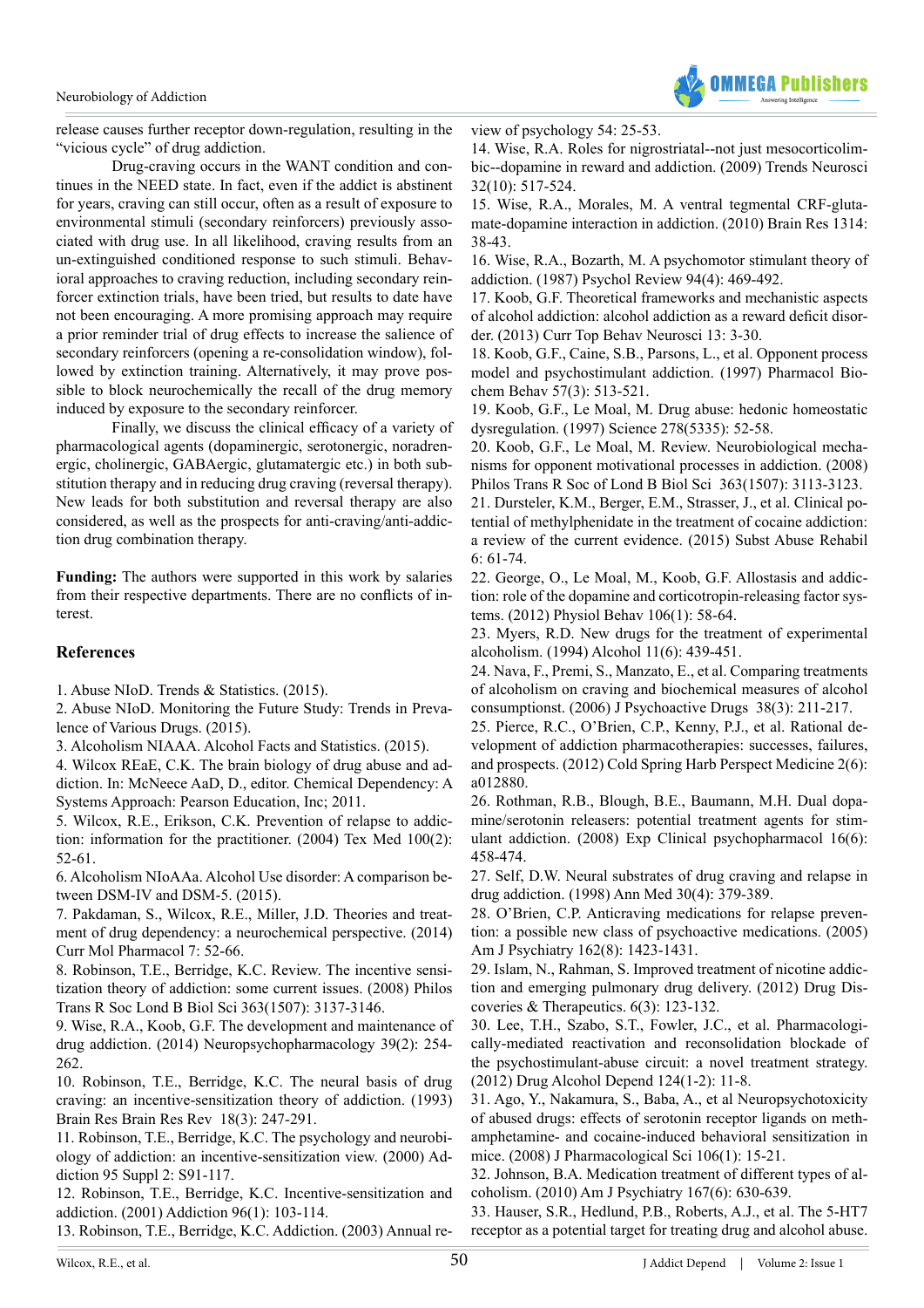release causes further receptor down-regulation, resulting in the "vicious cycle" of drug addiction.

Drug-craving occurs in the WANT condition and continues in the NEED state. In fact, even if the addict is abstinent for years, craving can still occur, often as a result of exposure to environmental stimuli (secondary reinforcers) previously associated with drug use. In all likelihood, craving results from an un-extinguished conditioned response to such stimuli. Behavioral approaches to craving reduction, including secondary reinforcer extinction trials, have been tried, but results to date have not been encouraging. A more promising approach may require a prior reminder trial of drug effects to increase the salience of secondary reinforcers (opening a re-consolidation window), followed by extinction training. Alternatively, it may prove possible to block neurochemically the recall of the drug memory induced by exposure to the secondary reinforcer.

Finally, we discuss the clinical efficacy of a variety of pharmacological agents (dopaminergic, serotonergic, noradrenergic, cholinergic, GABAergic, glutamatergic etc.) in both substitution therapy and in reducing drug craving (reversal therapy). New leads for both substitution and reversal therapy are also considered, as well as the prospects for anti-craving/anti-addiction drug combination therapy.

**Funding:** The authors were supported in this work by salaries from their respective departments. There are no conflicts of interest.

## References

1. Abuse NIoD. Trends & Statistics. (2015).
2. Abuse NIoD. Monitoring the Future Study: Trends in Prevalence of Various Drugs. (2015).
3. Alcoholism NIAAA. Alcohol Facts and Statistics. (2015).
4. Wilcox REaE, C.K. The brain biology of drug abuse and addiction. In: McNeece AaD, D., editor. Chemical Dependency: A Systems Approach: Pearson Education, Inc; 2011.
5. Wilcox, R.E., Erikson, C.K. Prevention of relapse to addiction: information for the practitioner. (2004) Tex Med 100(2): 52-61.
6. Alcoholism NIoAAa. Alcohol Use disorder: A comparison between DSM-IV and DSM-5. (2015).
7. Pakdaman, S., Wilcox, R.E., Miller, J.D. Theories and treatment of drug dependency: a neurochemical perspective. (2014) Curr Mol Pharmacol 7: 52-66.
8. Robinson, T.E., Berridge, K.C. Review. The incentive sensitization theory of addiction: some current issues. (2008) Philos Trans R Soc Lond B Biol Sci 363(1507): 3137-3146.
9. Wise, R.A., Koob, G.F. The development and maintenance of drug addiction. (2014) Neuropsychopharmacology 39(2): 254-262.
10. Robinson, T.E., Berridge, K.C. The neural basis of drug craving: an incentive-sensitization theory of addiction. (1993) Brain Res Brain Res Rev 18(3): 247-291.
11. Robinson, T.E., Berridge, K.C. The psychology and neurobiology of addiction: an incentive-sensitization view. (2000) Addiction 95 Suppl 2: S91-117.
12. Robinson, T.E., Berridge, K.C. Incentive-sensitization and addiction. (2001) Addiction 96(1): 103-114.
13. Robinson, T.E., Berridge, K.C. Addiction. (2003) Annual review of psychology 54: 25-53.
14. Wise, R.A. Roles for nigrostriatal--not just mesocorticolimbic--dopamine in reward and addiction. (2009) Trends Neurosci 32(10): 517-524.
15. Wise, R.A., Morales, M. A ventral tegmental CRF-glutamate-dopamine interaction in addiction. (2010) Brain Res 1314: 38-43.
16. Wise, R.A., Bozarth, M. A psychomotor stimulant theory of addiction. (1987) Psychol Review 94(4): 469-492.
17. Koob, G.F. Theoretical frameworks and mechanistic aspects of alcohol addiction: alcohol addiction as a reward deficit disorder. (2013) Curr Top Behav Neurosci 13: 3-30.
18. Koob, G.F., Caine, S.B., Parsons, L., et al. Opponent process model and psychostimulant addiction. (1997) Pharmacol Biochem Behav 57(3): 513-521.
19. Koob, G.F., Le Moal, M. Drug abuse: hedonic homeostatic dysregulation. (1997) Science 278(5335): 52-58.
20. Koob, G.F., Le Moal, M. Review. Neurobiological mechanisms for opponent motivational processes in addiction. (2008) Philos Trans R Soc of Lond B Biol Sci 363(1507): 3113-3123.
21. Dursteler, K.M., Berger, E.M., Strasser, J., et al. Clinical potential of methylphenidate in the treatment of cocaine addiction: a review of the current evidence. (2015) Subst Abuse Rehabil 6: 61-74.
22. George, O., Le Moal, M., Koob, G.F. Allostasis and addiction: role of the dopamine and corticotropin-releasing factor systems. (2012) Physiol Behav 106(1): 58-64.
23. Myers, R.D. New drugs for the treatment of experimental alcoholism. (1994) Alcohol 11(6): 439-451.
24. Nava, F., Premi, S., Manzato, E., et al. Comparing treatments of alcoholism on craving and biochemical measures of alcohol consumptionst. (2006) J Psychoactive Drugs 38(3): 211-217.
25. Pierce, R.C., O'Brien, C.P., Kenny, P.J., et al. Rational development of addiction pharmacotherapies: successes, failures, and prospects. (2012) Cold Spring Harb Perspect Medicine 2(6): a012880.
26. Rothman, R.B., Blough, B.E., Baumann, M.H. Dual dopamine/serotonin releasers: potential treatment agents for stimulant addiction. (2008) Exp Clinical psychopharmacol 16(6): 458-474.
27. Self, D.W. Neural substrates of drug craving and relapse in drug addiction. (1998) Ann Med 30(4): 379-389.
28. O'Brien, C.P. Anticraving medications for relapse prevention: a possible new class of psychoactive medications. (2005) Am J Psychiatry 162(8): 1423-1431.
29. Islam, N., Rahman, S. Improved treatment of nicotine addiction and emerging pulmonary drug delivery. (2012) Drug Discoveries & Therapeutics. 6(3): 123-132.
30. Lee, T.H., Szabo, S.T., Fowler, J.C., et al. Pharmacologically-mediated reactivation and reconsolidation blockade of the psychostimulant-abuse circuit: a novel treatment strategy. (2012) Drug Alcohol Depend 124(1-2): 11-8.
31. Ago, Y., Nakamura, S., Baba, A., et al Neuropsychotoxicity of abused drugs: effects of serotonin receptor ligands on methamphetamine- and cocaine-induced behavioral sensitization in mice. (2008) J Pharmacological Sci 106(1): 15-21.
32. Johnson, B.A. Medication treatment of different types of alcoholism. (2010) Am J Psychiatry 167(6): 630-639.
33. Hauser, S.R., Hedlund, P.B., Roberts, A.J., et al. The 5-HT7 receptor as a potential target for treating drug and alcohol abuse.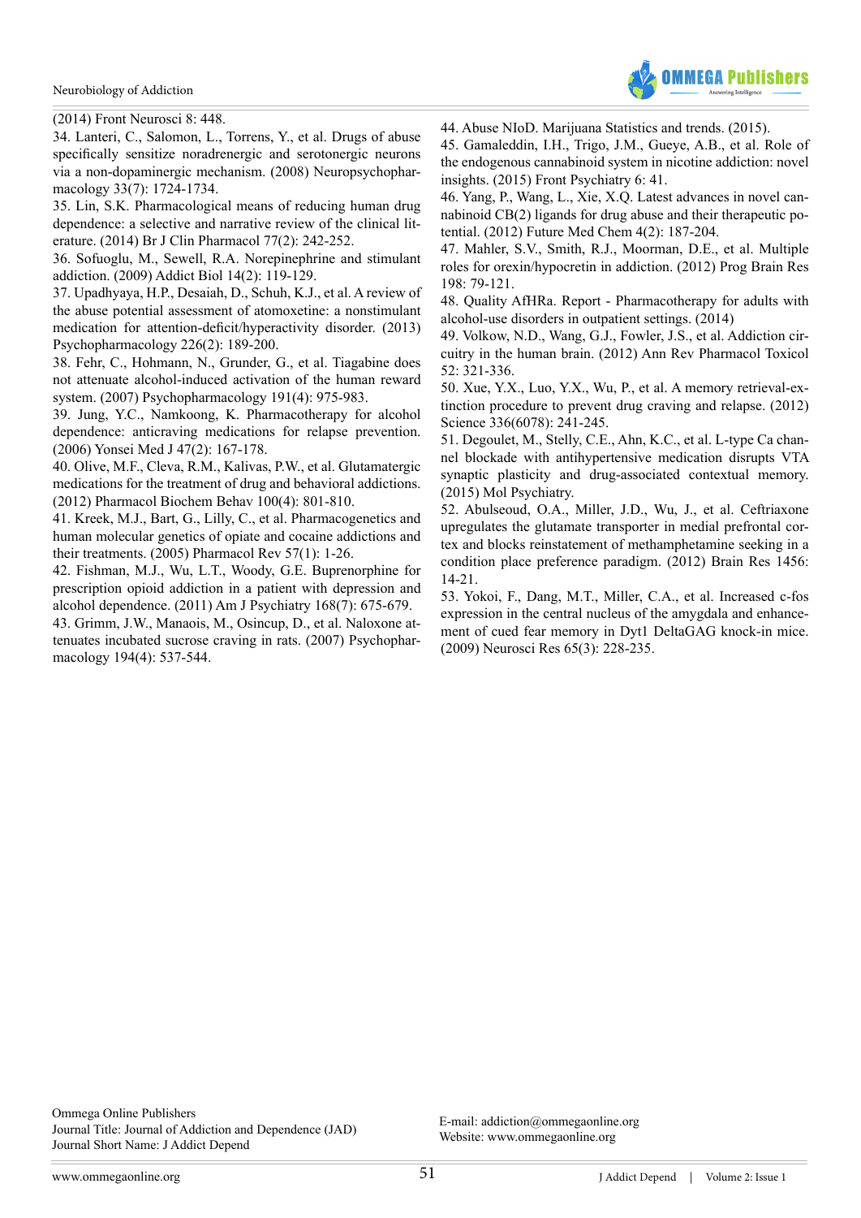(2014) Front Neurosci 8: 448.

34. Lanteri, C., Salomon, L., Torrens, Y., et al. Drugs of abuse specifically sensitize noradrenergic and serotonergic neurons via a non-dopaminergic mechanism. (2008) Neuropsychopharmacology 33(7): 1724-1734.

35. Lin, S.K. Pharmacological means of reducing human drug dependence: a selective and narrative review of the clinical literature. (2014) Br J Clin Pharmacol 77(2): 242-252.

36. Sofuoglu, M., Sewell, R.A. Norepinephrine and stimulant addiction. (2009) Addict Biol 14(2): 119-129.

37. Upadhyaya, H.P., Desaiah, D., Schuh, K.J., et al. A review of the abuse potential assessment of atomoxetine: a nonstimulant medication for attention-deficit/hyperactivity disorder. (2013) Psychopharmacology 226(2): 189-200.

38. Fehr, C., Hohmann, N., Grunder, G., et al. Tiagabine does not attenuate alcohol-induced activation of the human reward system. (2007) Psychopharmacology 191(4): 975-983.

39. Jung, Y.C., Namkoong, K. Pharmacotherapy for alcohol dependence: anticraving medications for relapse prevention. (2006) Yonsei Med J 47(2): 167-178.

40. Olive, M.F., Cleva, R.M., Kalivas, P.W., et al. Glutamatergic medications for the treatment of drug and behavioral addictions. (2012) Pharmacol Biochem Behav 100(4): 801-810.

41. Kreek, M.J., Bart, G., Lilly, C., et al. Pharmacogenetics and human molecular genetics of opiate and cocaine addictions and their treatments. (2005) Pharmacol Rev 57(1): 1-26.

42. Fishman, M.J., Wu, L.T., Woody, G.E. Buprenorphine for prescription opioid addiction in a patient with depression and alcohol dependence. (2011) Am J Psychiatry 168(7): 675-679.

43. Grimm, J.W., Manaois, M., Osincup, D., et al. Naloxone attenuates incubated sucrose craving in rats. (2007) Psychopharmacology 194(4): 537-544.

44. Abuse NIoD. Marijuana Statistics and trends. (2015).

45. Gamaleddin, I.H., Trigo, J.M., Gueye, A.B., et al. Role of the endogenous cannabinoid system in nicotine addiction: novel insights. (2015) Front Psychiatry 6: 41.

46. Yang, P., Wang, L., Xie, X.Q. Latest advances in novel cannabinoid CB(2) ligands for drug abuse and their therapeutic potential. (2012) Future Med Chem 4(2): 187-204.

47. Mahler, S.V., Smith, R.J., Moorman, D.E., et al. Multiple roles for orexin/hypocretin in addiction. (2012) Prog Brain Res 198: 79-121.

48. Quality AfHRa. Report - Pharmacotherapy for adults with alcohol-use disorders in outpatient settings. (2014)

49. Volkow, N.D., Wang, G.J., Fowler, J.S., et al. Addiction circuitry in the human brain. (2012) Ann Rev Pharmacol Toxicol 52: 321-336.

50. Xue, Y.X., Luo, Y.X., Wu, P., et al. A memory retrieval-extinction procedure to prevent drug craving and relapse. (2012) Science 336(6078): 241-245.

51. Degoulet, M., Stelly, C.E., Ahn, K.C., et al. L-type Ca channel blockade with antihypertensive medication disrupts VTA synaptic plasticity and drug-associated contextual memory. (2015) Mol Psychiatry.

52. Abulseoud, O.A., Miller, J.D., Wu, J., et al. Ceftriaxone upregulates the glutamate transporter in medial prefrontal cortex and blocks reinstatement of methamphetamine seeking in a condition place preference paradigm. (2012) Brain Res 1456: 14-21.

53. Yokoi, F., Dang, M.T., Miller, C.A., et al. Increased c-fos expression in the central nucleus of the amygdala and enhancement of cued fear memory in Dyt1 DeltaGAG knock-in mice. (2009) Neurosci Res 65(3): 228-235.

Ommega Online Publishers
Journal Title: Journal of Addiction and Dependence (JAD)
Journal Short Name: J Addict Depend

E-mail: addiction@ommegaonline.org
Website: www.ommegaonline.org